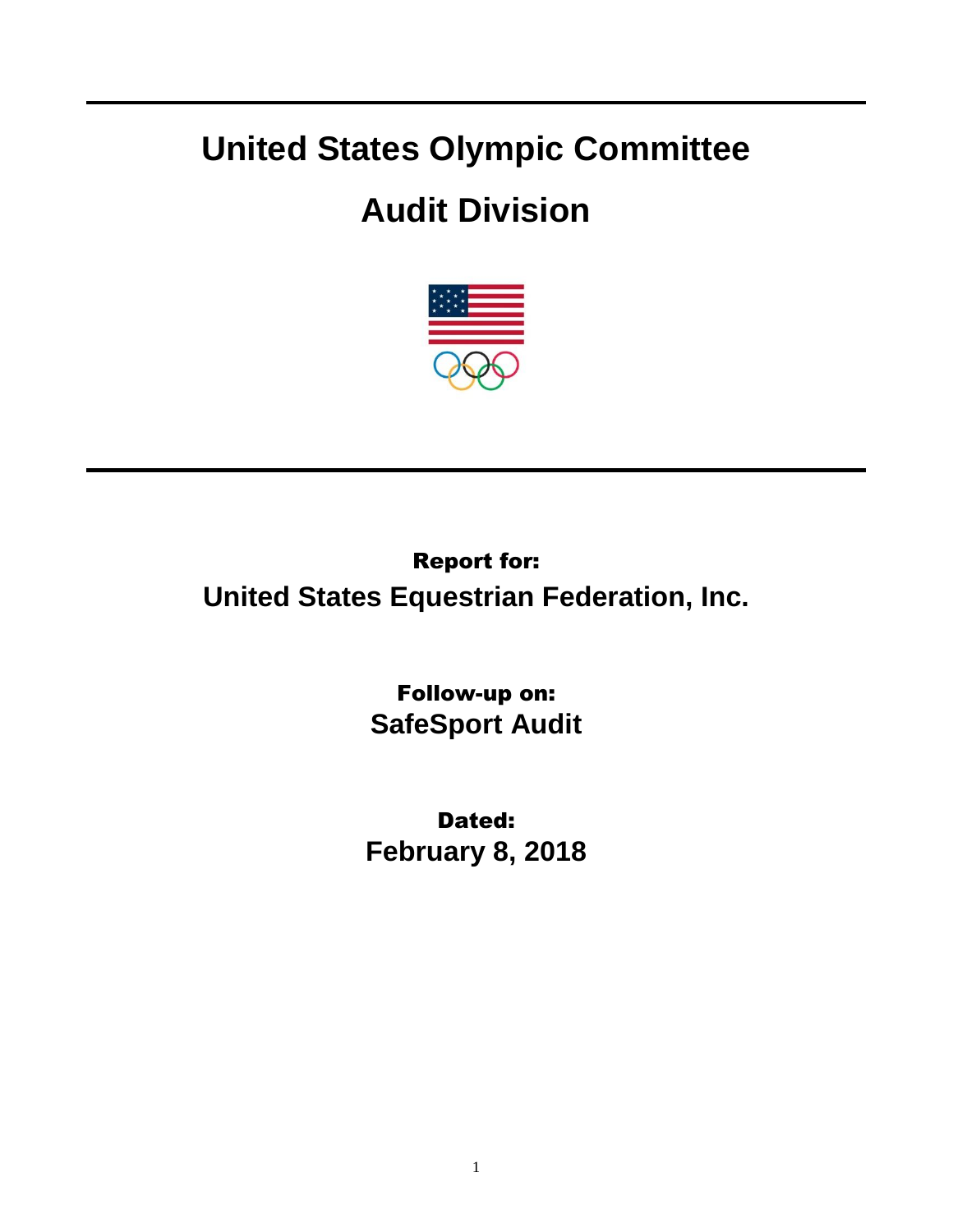# United States Olympic Committee

# Audit Division

**Report for:**

**United States Equestrian Federation, Inc.**

**Follow-up on:**

**SafeSport Audit**

**Dated:**

**February 8, 2018**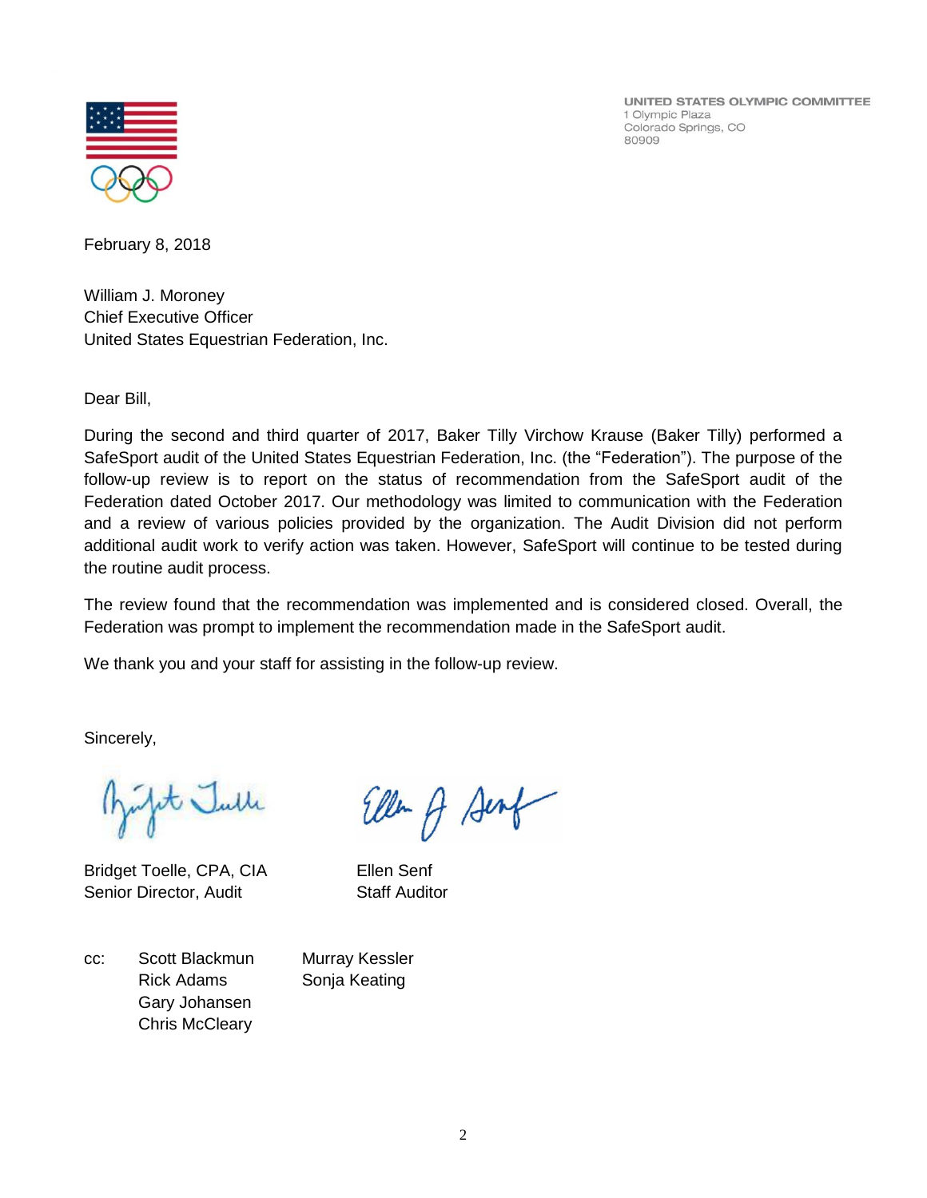UNITED STATES OLYMPIC COMMITTEE
1 Olympic Plaza
Colorado Springs, CO
80909

February 8, 2018

William J. Moroney
Chief Executive Officer
United States Equestrian Federation, Inc.

Dear Bill,

During the second and third quarter of 2017, Baker Tilly Virchow Krause (Baker Tilly) performed a SafeSport audit of the United States Equestrian Federation, Inc. (the "Federation"). The purpose of the follow-up review is to report on the status of recommendation from the SafeSport audit of the Federation dated October 2017. Our methodology was limited to communication with the Federation and a review of various policies provided by the organization. The Audit Division did not perform additional audit work to verify action was taken. However, SafeSport will continue to be tested during the routine audit process.

The review found that the recommendation was implemented and is considered closed. Overall, the Federation was prompt to implement the recommendation made in the SafeSport audit.

We thank you and your staff for assisting in the follow-up review.

Sincerely,

| | |
|---|---|
| Bridget Toelle, CPA, CIA | Ellen Senf |
| Senior Director, Audit | Staff Auditor |

cc:
Scott Blackmun
Rick Adams
Gary Johansen
Chris McCleary
Murray Kessler
Sonja Keating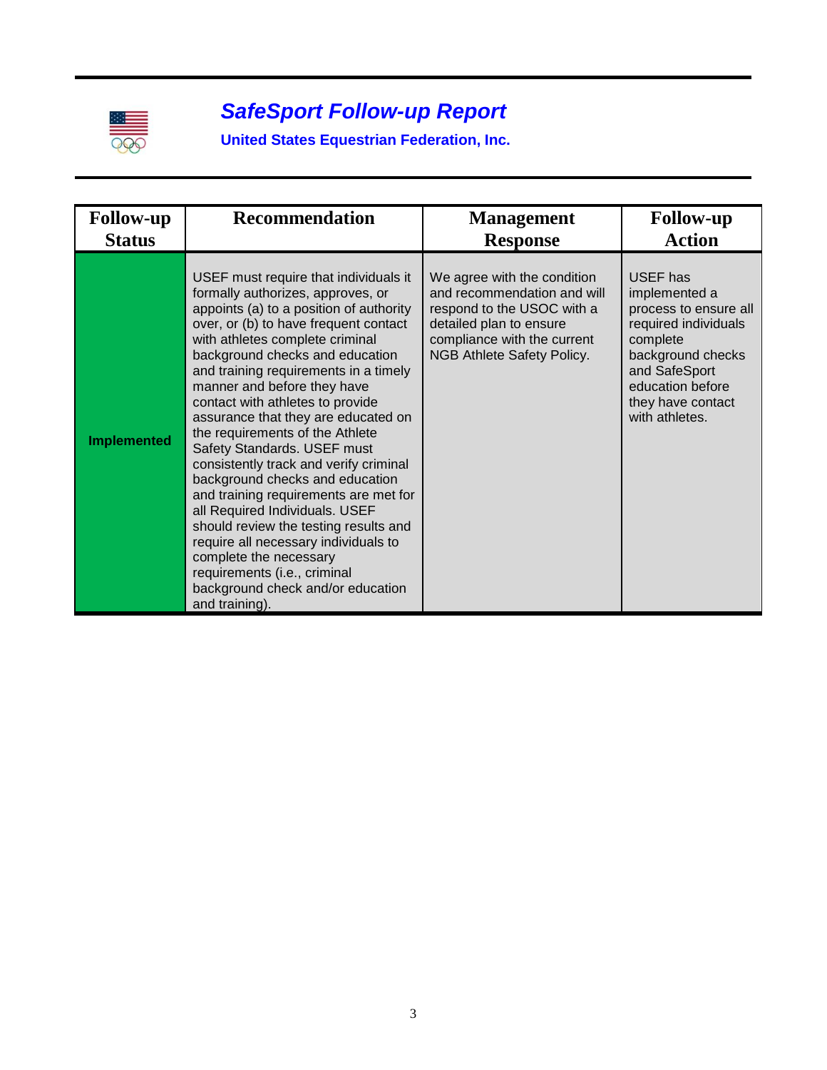# *SafeSport Follow-up Report*

**United States Equestrian Federation, Inc.**

| Follow-up Status | Recommendation | Management Response | Follow-up Action |
|---|---|---|---|
| **Implemented** | USEF must require that individuals it formally authorizes, approves, or appoints (a) to a position of authority over, or (b) to have frequent contact with athletes complete criminal background checks and education and training requirements in a timely manner and before they have contact with athletes to provide assurance that they are educated on the requirements of the Athlete Safety Standards. USEF must consistently track and verify criminal background checks and education and training requirements are met for all Required Individuals. USEF should review the testing results and require all necessary individuals to complete the necessary requirements (i.e., criminal background check and/or education and training). | We agree with the condition and recommendation and will respond to the USOC with a detailed plan to ensure compliance with the current NGB Athlete Safety Policy. | USEF has implemented a process to ensure all required individuals complete background checks and SafeSport education before they have contact with athletes. |